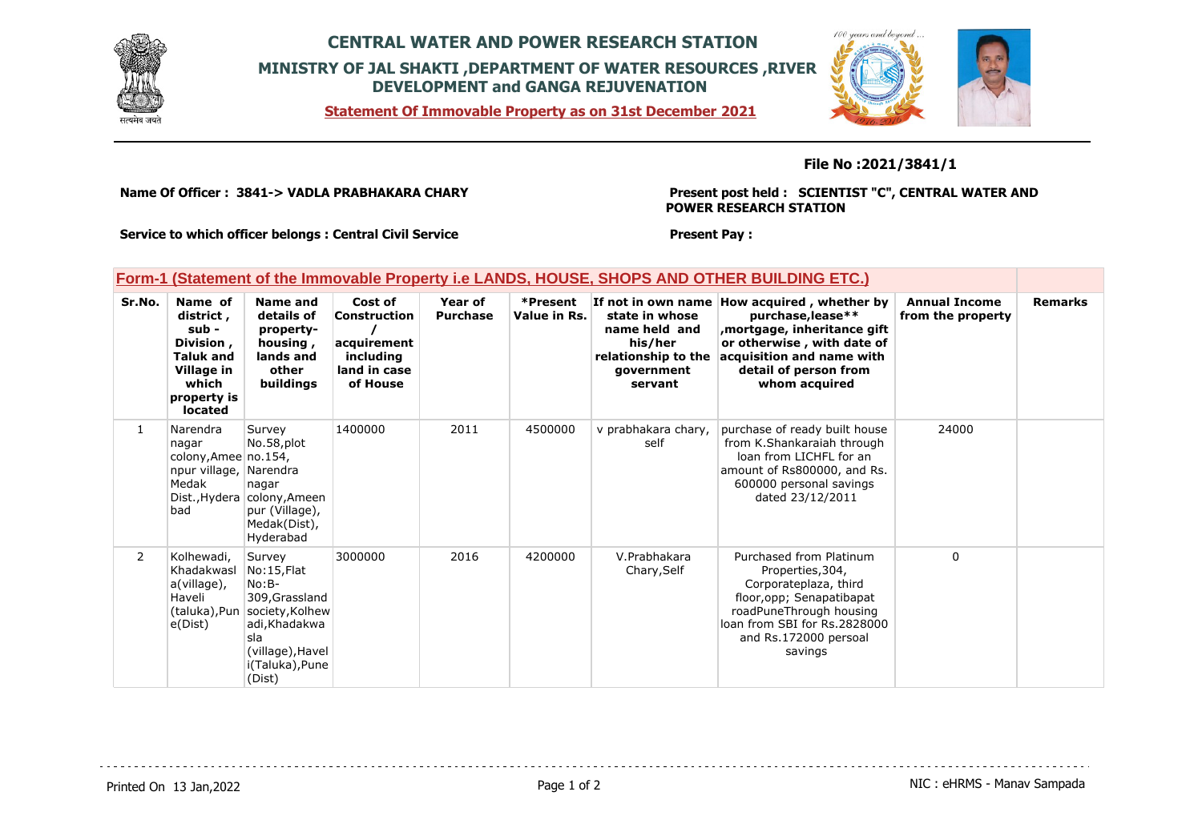# CENTRAL WATER AND POWER RESEARCH STATION

## MINISTRY OF JAL SHAKTI ,DEPARTMENT OF WATER RESOURCES ,RIVER DEVELOPMENT and GANGA REJUVENATION

**Statement Of Immovable Property as on 31st December 2021**

**File No :2021/3841/1**

**Name Of Officer : 3841-> VADLA PRABHAKARA CHARY**

**Present post held : SCIENTIST "C", CENTRAL WATER AND POWER RESEARCH STATION**

**Service to which officer belongs : Central Civil Service**

**Present Pay :**

## Form-1 (Statement of the Immovable Property i.e LANDS, HOUSE, SHOPS AND OTHER BUILDING ETC.)

| Sr.No. | Name of district , sub - Division , Taluk and Village in which property is located | Name and details of property- housing , lands and other buildings | Cost of Construction / acquirement including land in case of House | Year of Purchase | *Present Value in Rs. | If not in own name state in whose name held and his/her relationship to the government servant | How acquired , whether by purchase,lease** ,mortgage, inheritance gift or otherwise , with date of acquisition and name with detail of person from whom acquired | Annual Income from the property | Remarks |
|---|---|---|---|---|---|---|---|---|---|
| 1 | Narendra nagar colony,Ameenpur village, Medak Dist.,Hyderabad | Survey No.58,plot no.154, Narendra nagar colony,Ameenpur (Village), Medak(Dist), Hyderabad | 1400000 | 2011 | 4500000 | v prabhakara chary, self | purchase of ready built house from K.Shankaraiah through loan from LICHFL for an amount of Rs800000, and Rs. 600000 personal savings dated 23/12/2011 | 24000 | |
| 2 | Kolhewadi, Khadakwasla(village), Haveli (taluka),Pune(Dist) | Survey No:15,Flat No:B-309,Grassland society,Kolhewadi,Khadakwasla (village),Haveli(Taluka),Pune (Dist) | 3000000 | 2016 | 4200000 | V.Prabhakara Chary,Self | Purchased from Platinum Properties,304, Corporateplaza, third floor,opp; Senapatibapat roadPuneThrough housing loan from SBI for Rs.2828000 and Rs.172000 persoal savings | 0 | |

Printed On 13 Jan,2022

NIC : eHRMS - Manav Sampada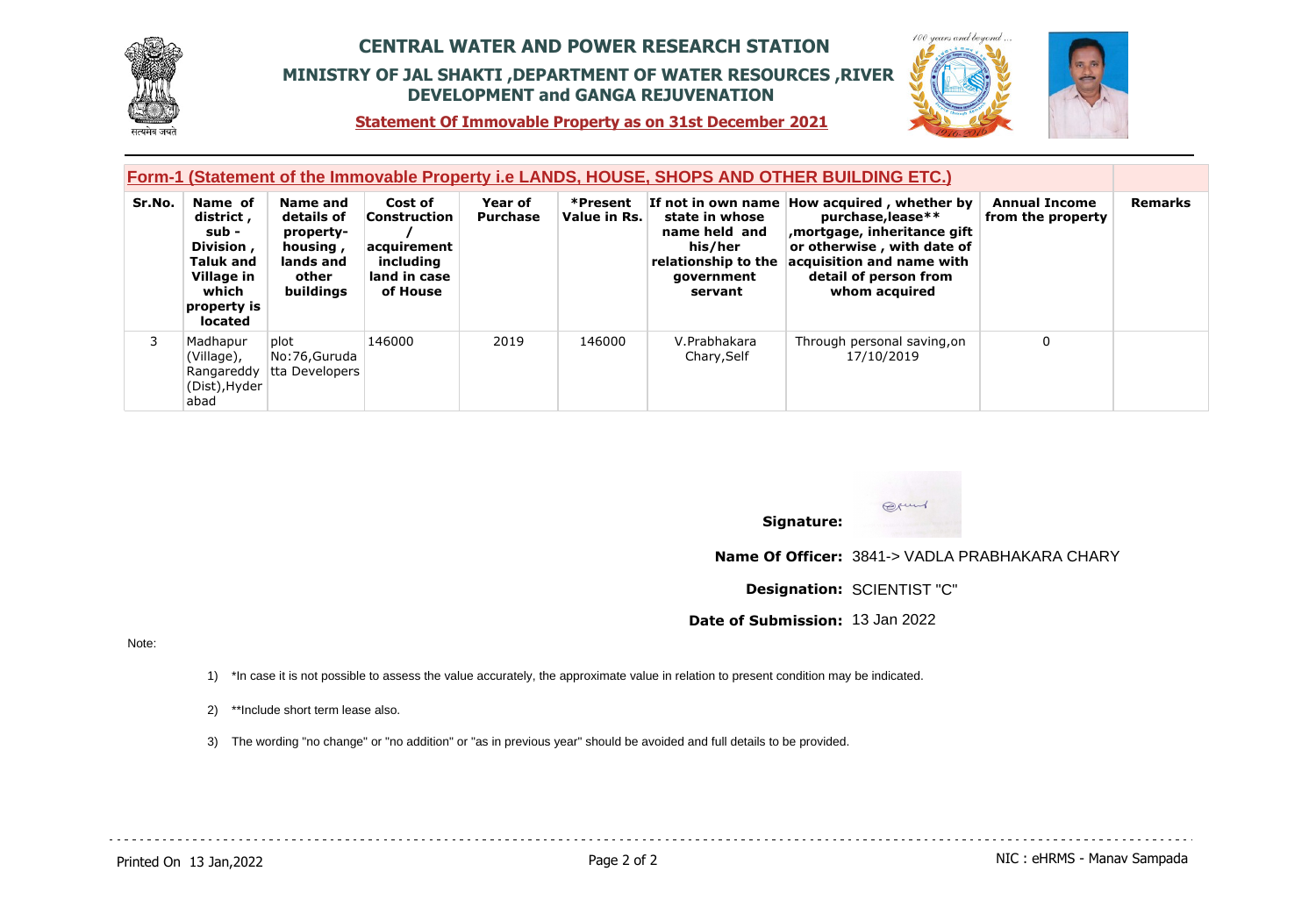# CENTRAL WATER AND POWER RESEARCH STATION

## MINISTRY OF JAL SHAKTI ,DEPARTMENT OF WATER RESOURCES ,RIVER DEVELOPMENT and GANGA REJUVENATION

**Statement Of Immovable Property as on 31st December 2021**

### Form-1 (Statement of the Immovable Property i.e LANDS, HOUSE, SHOPS AND OTHER BUILDING ETC.)

| Sr.No. | Name of district , sub - Division , Taluk and Village in which property is located | Name and details of property- housing , lands and other buildings | Cost of Construction / acquirement including land in case of House | Year of Purchase | *Present Value in Rs. | If not in own name state in whose name held and his/her relationship to the government servant | How acquired , whether by purchase,lease** ,mortgage, inheritance gift or otherwise , with date of acquisition and name with detail of person from whom acquired | Annual Income from the property | Remarks |
|---|---|---|---|---|---|---|---|---|---|
| 3 | Madhapur (Village), Rangareddy (Dist),Hyderabad | plot No:76,Gurudatta Developers | 146000 | 2019 | 146000 | V.Prabhakara Chary,Self | Through personal saving,on 17/10/2019 | 0 | |

**Signature:**

**Name Of Officer:** 3841-> VADLA PRABHAKARA CHARY

**Designation:** SCIENTIST "C"

**Date of Submission:** 13 Jan 2022

Note:

1) *In case it is not possible to assess the value accurately, the approximate value in relation to present condition may be indicated.

2) **Include short term lease also.

3) The wording "no change" or "no addition" or "as in previous year" should be avoided and full details to be provided.

Printed On 13 Jan,2022

NIC : eHRMS - Manav Sampada